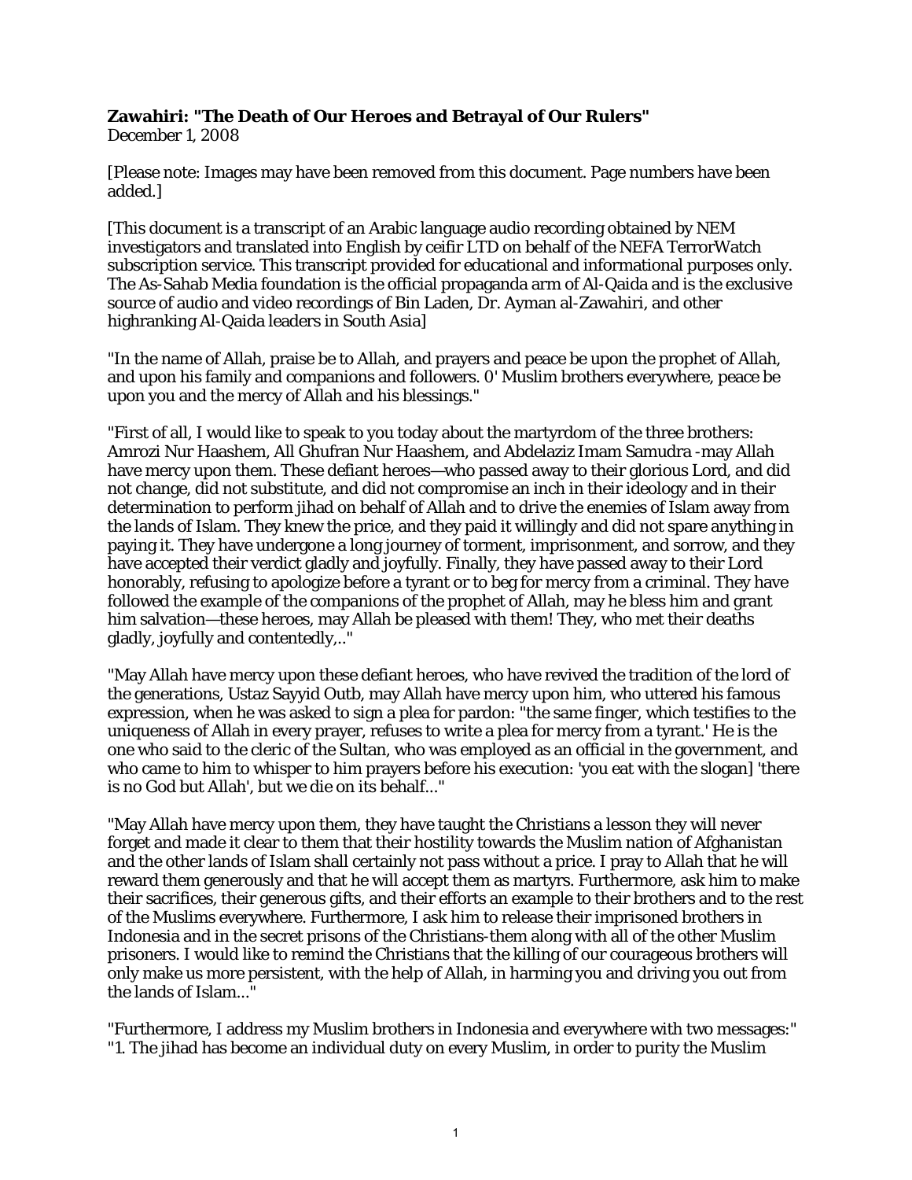**Zawahiri: "The Death of Our Heroes and Betrayal of Our Rulers"**
December 1, 2008

[Please note: Images may have been removed from this document. Page numbers have been added.]

[This document is a transcript of an Arabic language audio recording obtained by NEM investigators and translated into English by ceifir LTD on behalf of the NEFA TerrorWatch subscription service. This transcript provided for educational and informational purposes only. The As-Sahab Media foundation is the official propaganda arm of Al-Qaida and is the exclusive source of audio and video recordings of Bin Laden, Dr. Ayman al-Zawahiri, and other highranking Al-Qaida leaders in South Asia]

"In the name of Allah, praise be to Allah, and prayers and peace be upon the prophet of Allah, and upon his family and companions and followers. 0' Muslim brothers everywhere, peace be upon you and the mercy of Allah and his blessings."

"First of all, I would like to speak to you today about the martyrdom of the three brothers: Amrozi Nur Haashem, All Ghufran Nur Haashem, and Abdelaziz Imam Samudra -may Allah have mercy upon them. These defiant heroes—who passed away to their glorious Lord, and did not change, did not substitute, and did not compromise an inch in their ideology and in their determination to perform jihad on behalf of Allah and to drive the enemies of Islam away from the lands of Islam. They knew the price, and they paid it willingly and did not spare anything in paying it. They have undergone a long journey of torment, imprisonment, and sorrow, and they have accepted their verdict gladly and joyfully. Finally, they have passed away to their Lord honorably, refusing to apologize before a tyrant or to beg for mercy from a criminal. They have followed the example of the companions of the prophet of Allah, may he bless him and grant him salvation—these heroes, may Allah be pleased with them! They, who met their deaths gladly, joyfully and contentedly,.."

"May Allah have mercy upon these defiant heroes, who have revived the tradition of the lord of the generations, Ustaz Sayyid Outb, may Allah have mercy upon him, who uttered his famous expression, when he was asked to sign a plea for pardon: "the same finger, which testifies to the uniqueness of Allah in every prayer, refuses to write a plea for mercy from a tyrant.' He is the one who said to the cleric of the Sultan, who was employed as an official in the government, and who came to him to whisper to him prayers before his execution: 'you eat with the slogan] 'there is no God but Allah', but we die on its behalf..."

"May Allah have mercy upon them, they have taught the Christians a lesson they will never forget and made it clear to them that their hostility towards the Muslim nation of Afghanistan and the other lands of Islam shall certainly not pass without a price. I pray to Allah that he will reward them generously and that he will accept them as martyrs. Furthermore, ask him to make their sacrifices, their generous gifts, and their efforts an example to their brothers and to the rest of the Muslims everywhere. Furthermore, I ask him to release their imprisoned brothers in Indonesia and in the secret prisons of the Christians-them along with all of the other Muslim prisoners. I would like to remind the Christians that the killing of our courageous brothers will only make us more persistent, with the help of Allah, in harming you and driving you out from the lands of Islam..."

"Furthermore, I address my Muslim brothers in Indonesia and everywhere with two messages:"
"1. The jihad has become an individual duty on every Muslim, in order to purity the Muslim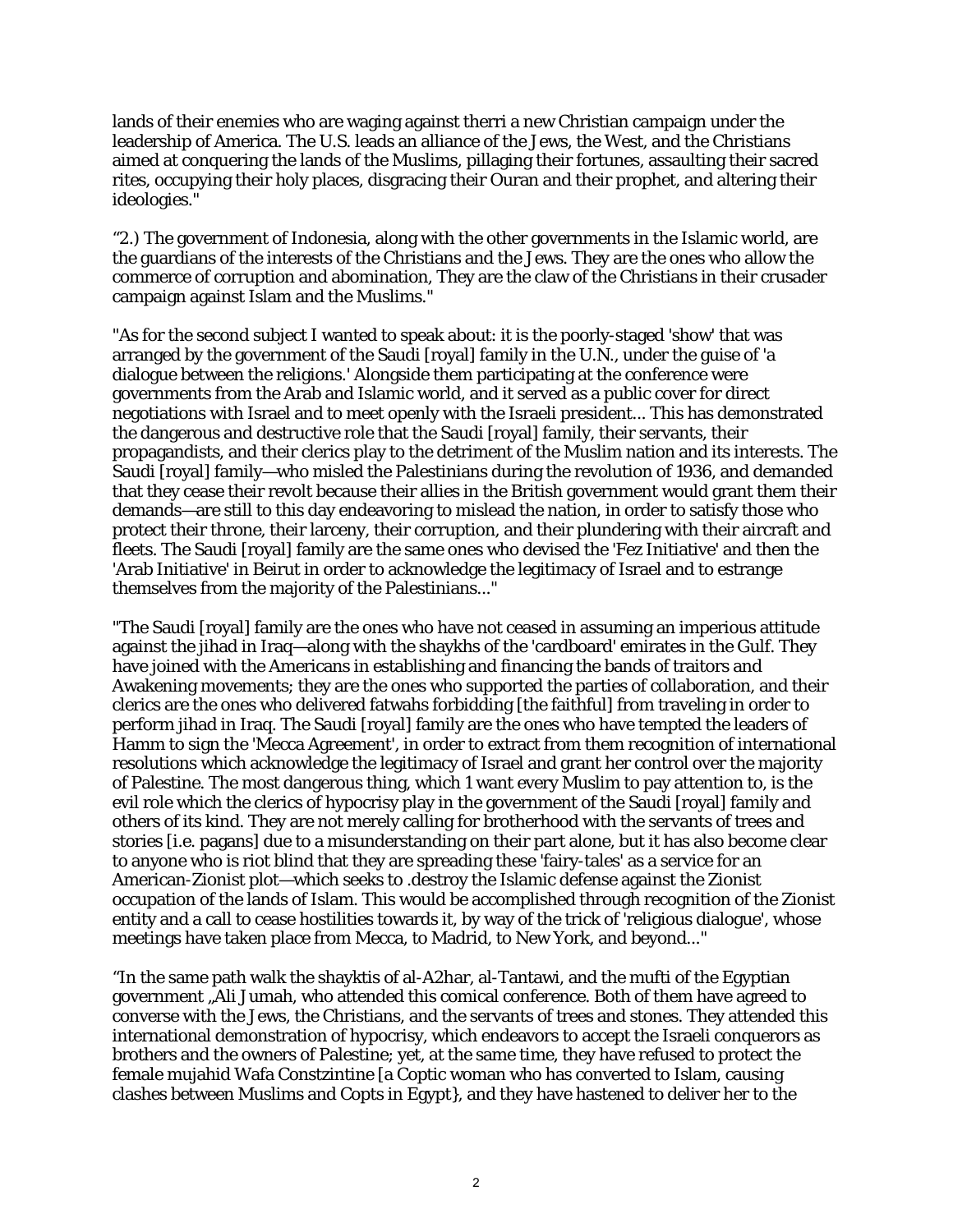lands of their enemies who are waging against therri a new Christian campaign under the leadership of America. The U.S. leads an alliance of the Jews, the West, and the Christians aimed at conquering the lands of the Muslims, pillaging their fortunes, assaulting their sacred rites, occupying their holy places, disgracing their Ouran and their prophet, and altering their ideologies."

"2.) The government of Indonesia, along with the other governments in the Islamic world, are the guardians of the interests of the Christians and the Jews. They are the ones who allow the commerce of corruption and abomination, They are the claw of the Christians in their crusader campaign against Islam and the Muslims."

"As for the second subject I wanted to speak about: it is the poorly-staged 'show' that was arranged by the government of the Saudi [royal] family in the U.N., under the guise of 'a dialogue between the religions.' Alongside them participating at the conference were governments from the Arab and Islamic world, and it served as a public cover for direct negotiations with Israel and to meet openly with the Israeli president... This has demonstrated the dangerous and destructive role that the Saudi [royal] family, their servants, their propagandists, and their clerics play to the detriment of the Muslim nation and its interests. The Saudi [royal] family—who misled the Palestinians during the revolution of 1936, and demanded that they cease their revolt because their allies in the British government would grant them their demands—are still to this day endeavoring to mislead the nation, in order to satisfy those who protect their throne, their larceny, their corruption, and their plundering with their aircraft and fleets. The Saudi [royal] family are the same ones who devised the 'Fez Initiative' and then the 'Arab Initiative' in Beirut in order to acknowledge the legitimacy of Israel and to estrange themselves from the majority of the Palestinians..."

"The Saudi [royal] family are the ones who have not ceased in assuming an imperious attitude against the jihad in Iraq—along with the shaykhs of the 'cardboard' emirates in the Gulf. They have joined with the Americans in establishing and financing the bands of traitors and Awakening movements; they are the ones who supported the parties of collaboration, and their clerics are the ones who delivered fatwahs forbidding [the faithful] from traveling in order to perform jihad in Iraq. The Saudi [royal] family are the ones who have tempted the leaders of Hamm to sign the 'Mecca Agreement', in order to extract from them recognition of international resolutions which acknowledge the legitimacy of Israel and grant her control over the majority of Palestine. The most dangerous thing, which 1 want every Muslim to pay attention to, is the evil role which the clerics of hypocrisy play in the government of the Saudi [royal] family and others of its kind. They are not merely calling for brotherhood with the servants of trees and stories [i.e. pagans] due to a misunderstanding on their part alone, but it has also become clear to anyone who is riot blind that they are spreading these 'fairy-tales' as a service for an American-Zionist plot—which seeks to .destroy the Islamic defense against the Zionist occupation of the lands of Islam. This would be accomplished through recognition of the Zionist entity and a call to cease hostilities towards it, by way of the trick of 'religious dialogue', whose meetings have taken place from Mecca, to Madrid, to New York, and beyond..."

"In the same path walk the shayktis of al-A2har, al-Tantawi, and the mufti of the Egyptian government „Ali Jumah, who attended this comical conference. Both of them have agreed to converse with the Jews, the Christians, and the servants of trees and stones. They attended this international demonstration of hypocrisy, which endeavors to accept the Israeli conquerors as brothers and the owners of Palestine; yet, at the same time, they have refused to protect the female mujahid Wafa Constzintine [a Coptic woman who has converted to Islam, causing clashes between Muslims and Copts in Egypt}, and they have hastened to deliver her to the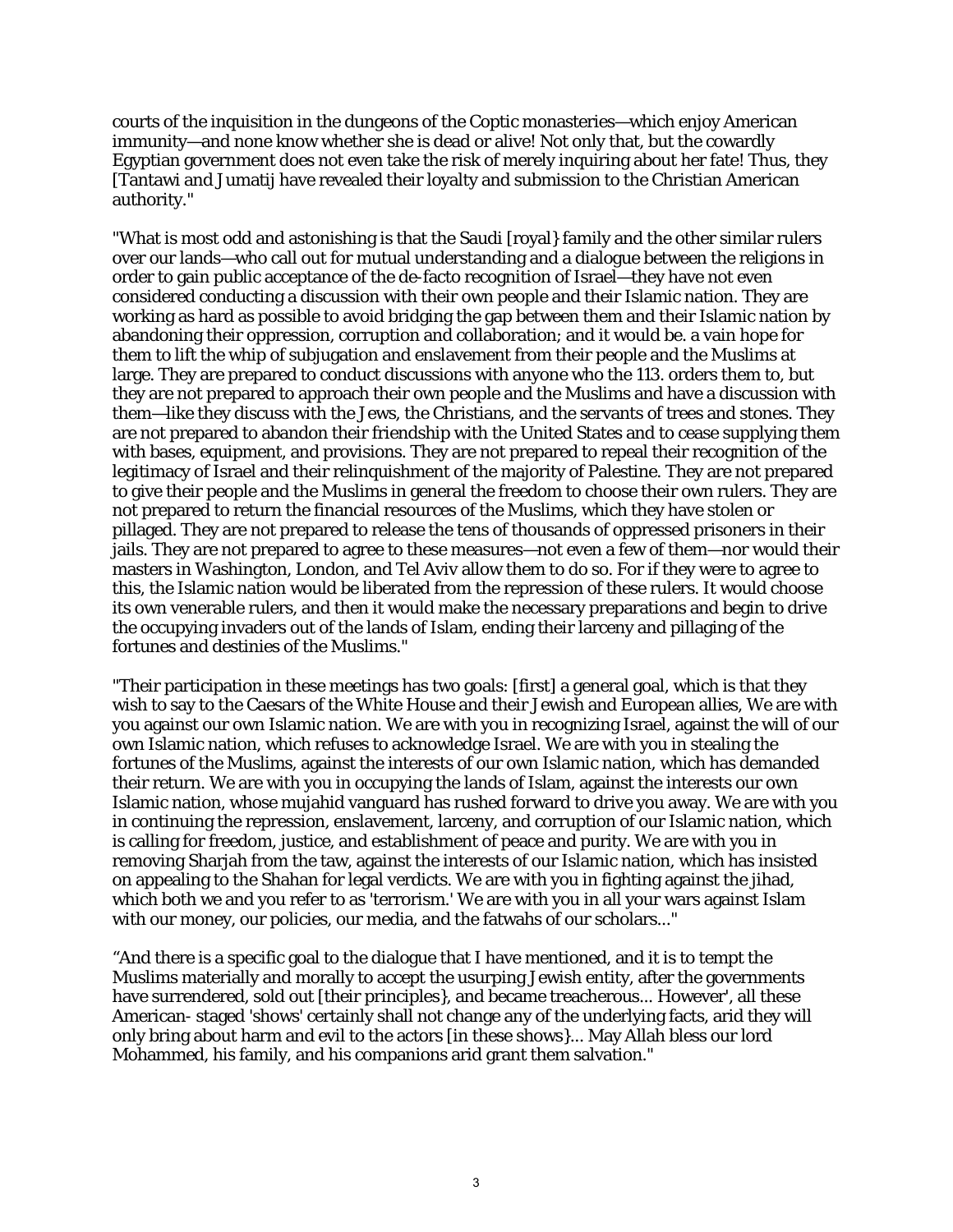courts of the inquisition in the dungeons of the Coptic monasteries—which enjoy American immunity—and none know whether she is dead or alive! Not only that, but the cowardly Egyptian government does not even take the risk of merely inquiring about her fate! Thus, they [Tantawi and Jumatij have revealed their loyalty and submission to the Christian American authority."

"What is most odd and astonishing is that the Saudi [royal} family and the other similar rulers over our lands—who call out for mutual understanding and a dialogue between the religions in order to gain public acceptance of the de-facto recognition of Israel—they have not even considered conducting a discussion with their own people and their Islamic nation. They are working as hard as possible to avoid bridging the gap between them and their Islamic nation by abandoning their oppression, corruption and collaboration; and it would be. a vain hope for them to lift the whip of subjugation and enslavement from their people and the Muslims at large. They are prepared to conduct discussions with anyone who the 113. orders them to, but they are not prepared to approach their own people and the Muslims and have a discussion with them—like they discuss with the Jews, the Christians, and the servants of trees and stones. They are not prepared to abandon their friendship with the United States and to cease supplying them with bases, equipment, and provisions. They are not prepared to repeal their recognition of the legitimacy of Israel and their relinquishment of the majority of Palestine. They are not prepared to give their people and the Muslims in general the freedom to choose their own rulers. They are not prepared to return the financial resources of the Muslims, which they have stolen or pillaged. They are not prepared to release the tens of thousands of oppressed prisoners in their jails. They are not prepared to agree to these measures—not even a few of them—nor would their masters in Washington, London, and Tel Aviv allow them to do so. For if they were to agree to this, the Islamic nation would be liberated from the repression of these rulers. It would choose its own venerable rulers, and then it would make the necessary preparations and begin to drive the occupying invaders out of the lands of Islam, ending their larceny and pillaging of the fortunes and destinies of the Muslims."

"Their participation in these meetings has two goals: [first] a general goal, which is that they wish to say to the Caesars of the White House and their Jewish and European allies, We are with you against our own Islamic nation. We are with you in recognizing Israel, against the will of our own Islamic nation, which refuses to acknowledge Israel. We are with you in stealing the fortunes of the Muslims, against the interests of our own Islamic nation, which has demanded their return. We are with you in occupying the lands of Islam, against the interests our own Islamic nation, whose mujahid vanguard has rushed forward to drive you away. We are with you in continuing the repression, enslavement, larceny, and corruption of our Islamic nation, which is calling for freedom, justice, and establishment of peace and purity. We are with you in removing Sharjah from the taw, against the interests of our Islamic nation, which has insisted on appealing to the Shahan for legal verdicts. We are with you in fighting against the jihad, which both we and you refer to as 'terrorism.' We are with you in all your wars against Islam with our money, our policies, our media, and the fatwahs of our scholars..."

"And there is a specific goal to the dialogue that I have mentioned, and it is to tempt the Muslims materially and morally to accept the usurping Jewish entity, after the governments have surrendered, sold out [their principles}, and became treacherous... However', all these American- staged 'shows' certainly shall not change any of the underlying facts, arid they will only bring about harm and evil to the actors [in these shows}... May Allah bless our lord Mohammed, his family, and his companions arid grant them salvation."